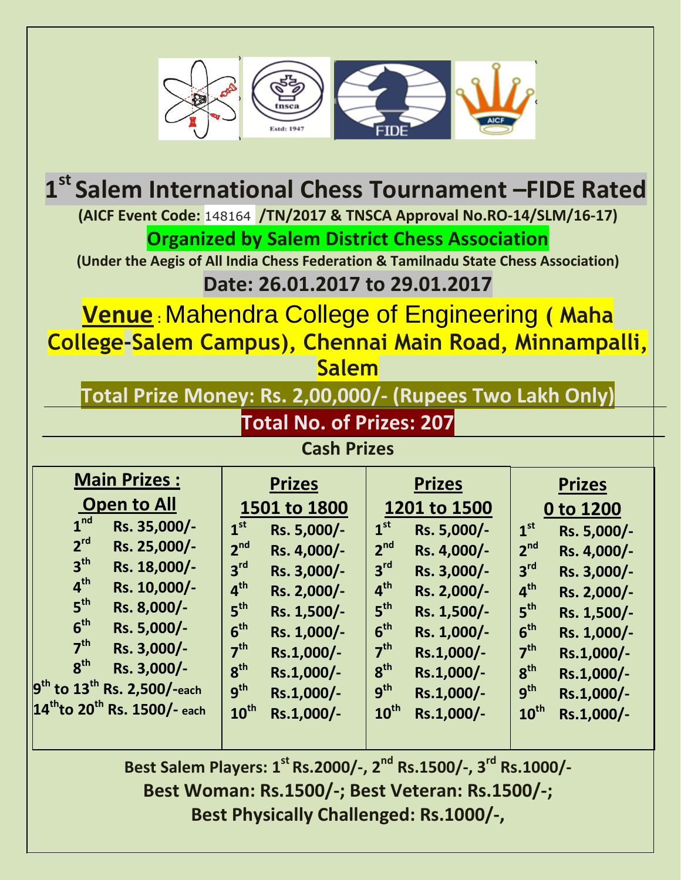# 1st Salem International Chess Tournament –FIDE Rated

**(AICF Event Code: 148164 /TN/2017 & TNSCA Approval No.RO-14/SLM/16-17)**

**Organized by Salem District Chess Association**

**(Under the Aegis of All India Chess Federation & Tamilnadu State Chess Association)**

**Date: 26.01.2017 to 29.01.2017**

**Venue** : Mahendra College of Engineering **( Maha College-Salem Campus), Chennai Main Road, Minnampalli, Salem**

**Total Prize Money: Rs. 2,00,000/- (Rupees Two Lakh Only)**

**Total No. of Prizes: 207**

**Cash Prizes**

| Main Prizes : Open to All | | Prizes 1501 to 1800 | | Prizes 1201 to 1500 | | Prizes 0 to 1200 | |
|---|---|---|---|---|---|---|---|
| 1nd | Rs. 35,000/- | 1st | Rs. 5,000/- | 1st | Rs. 5,000/- | 1st | Rs. 5,000/- |
| 2rd | Rs. 25,000/- | 2nd | Rs. 4,000/- | 2nd | Rs. 4,000/- | 2nd | Rs. 4,000/- |
| 3th | Rs. 18,000/- | 3rd | Rs. 3,000/- | 3rd | Rs. 3,000/- | 3rd | Rs. 3,000/- |
| 4th | Rs. 10,000/- | 4th | Rs. 2,000/- | 4th | Rs. 2,000/- | 4th | Rs. 2,000/- |
| 5th | Rs. 8,000/- | 5th | Rs. 1,500/- | 5th | Rs. 1,500/- | 5th | Rs. 1,500/- |
| 6th | Rs. 5,000/- | 6th | Rs. 1,000/- | 6th | Rs. 1,000/- | 6th | Rs. 1,000/- |
| 7th | Rs. 3,000/- | 7th | Rs.1,000/- | 7th | Rs.1,000/- | 7th | Rs.1,000/- |
| 8th | Rs. 3,000/- | 8th | Rs.1,000/- | 8th | Rs.1,000/- | 8th | Rs.1,000/- |
| 9th to 13th | Rs. 2,500/-each | 9th | Rs.1,000/- | 9th | Rs.1,000/- | 9th | Rs.1,000/- |
| 14th to 20th | Rs. 1500/- each | 10th | Rs.1,000/- | 10th | Rs.1,000/- | 10th | Rs.1,000/- |

**Best Salem Players: 1st Rs.2000/-, 2nd Rs.1500/-, 3rd Rs.1000/-**

**Best Woman: Rs.1500/-; Best Veteran: Rs.1500/-;**

**Best Physically Challenged: Rs.1000/-,**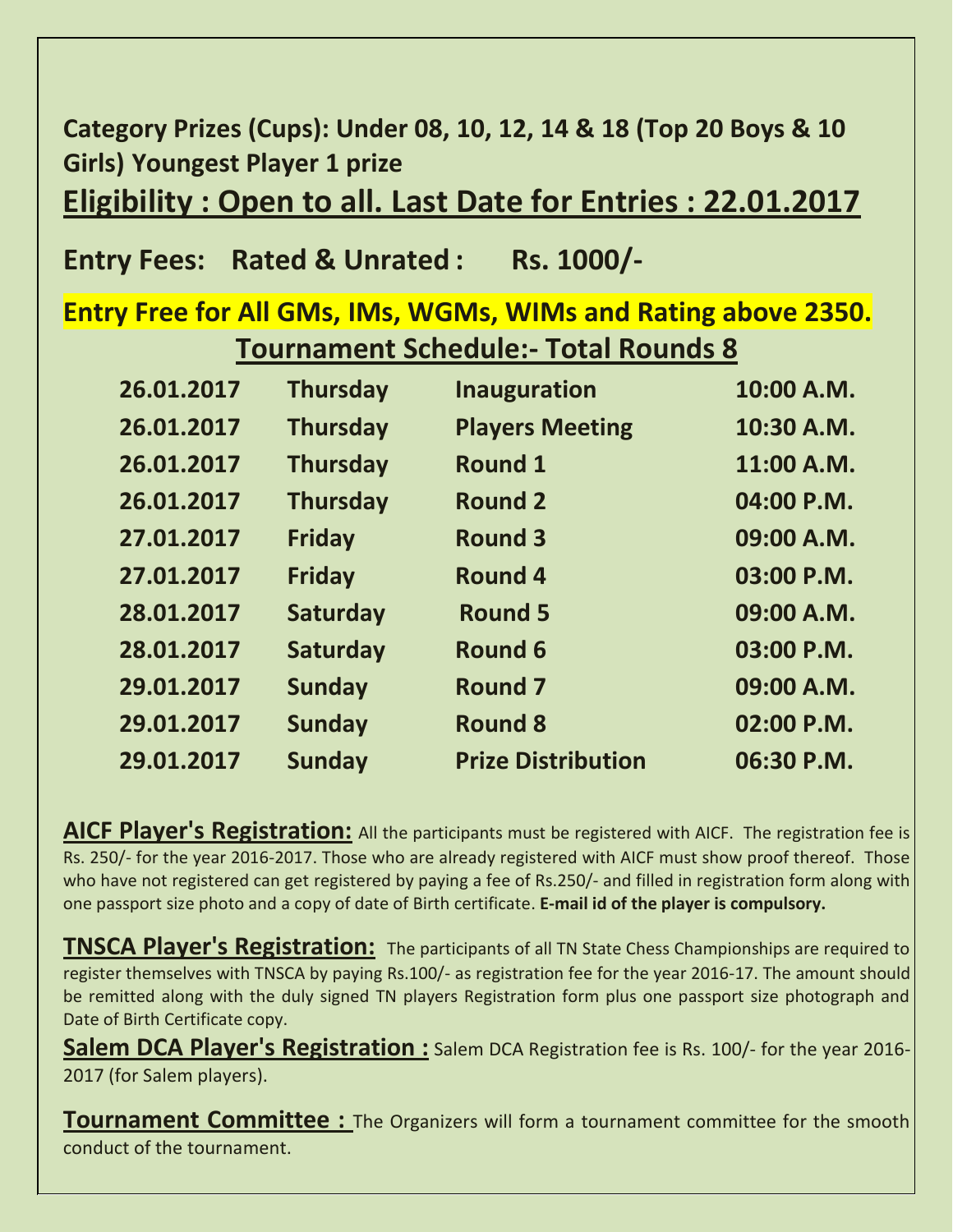**Category Prizes (Cups): Under 08, 10, 12, 14 & 18 (Top 20 Boys & 10 Girls) Youngest Player 1 prize**

## Eligibility : Open to all. Last Date for Entries : 22.01.2017

## Entry Fees: Rated & Unrated : Rs. 1000/-

**Entry Free for All GMs, IMs, WGMs, WIMs and Rating above 2350.**

## Tournament Schedule:- Total Rounds 8

| Date | Day | Event | Time |
|---|---|---|---|
| 26.01.2017 | Thursday | Inauguration | 10:00 A.M. |
| 26.01.2017 | Thursday | Players Meeting | 10:30 A.M. |
| 26.01.2017 | Thursday | Round 1 | 11:00 A.M. |
| 26.01.2017 | Thursday | Round 2 | 04:00 P.M. |
| 27.01.2017 | Friday | Round 3 | 09:00 A.M. |
| 27.01.2017 | Friday | Round 4 | 03:00 P.M. |
| 28.01.2017 | Saturday | Round 5 | 09:00 A.M. |
| 28.01.2017 | Saturday | Round 6 | 03:00 P.M. |
| 29.01.2017 | Sunday | Round 7 | 09:00 A.M. |
| 29.01.2017 | Sunday | Round 8 | 02:00 P.M. |
| 29.01.2017 | Sunday | Prize Distribution | 06:30 P.M. |

**AICF Player's Registration:** All the participants must be registered with AICF. The registration fee is Rs. 250/- for the year 2016-2017. Those who are already registered with AICF must show proof thereof. Those who have not registered can get registered by paying a fee of Rs.250/- and filled in registration form along with one passport size photo and a copy of date of Birth certificate. **E-mail id of the player is compulsory.**

**TNSCA Player's Registration:** The participants of all TN State Chess Championships are required to register themselves with TNSCA by paying Rs.100/- as registration fee for the year 2016-17. The amount should be remitted along with the duly signed TN players Registration form plus one passport size photograph and Date of Birth Certificate copy.

**Salem DCA Player's Registration :** Salem DCA Registration fee is Rs. 100/- for the year 2016-2017 (for Salem players).

**Tournament Committee :** The Organizers will form a tournament committee for the smooth conduct of the tournament.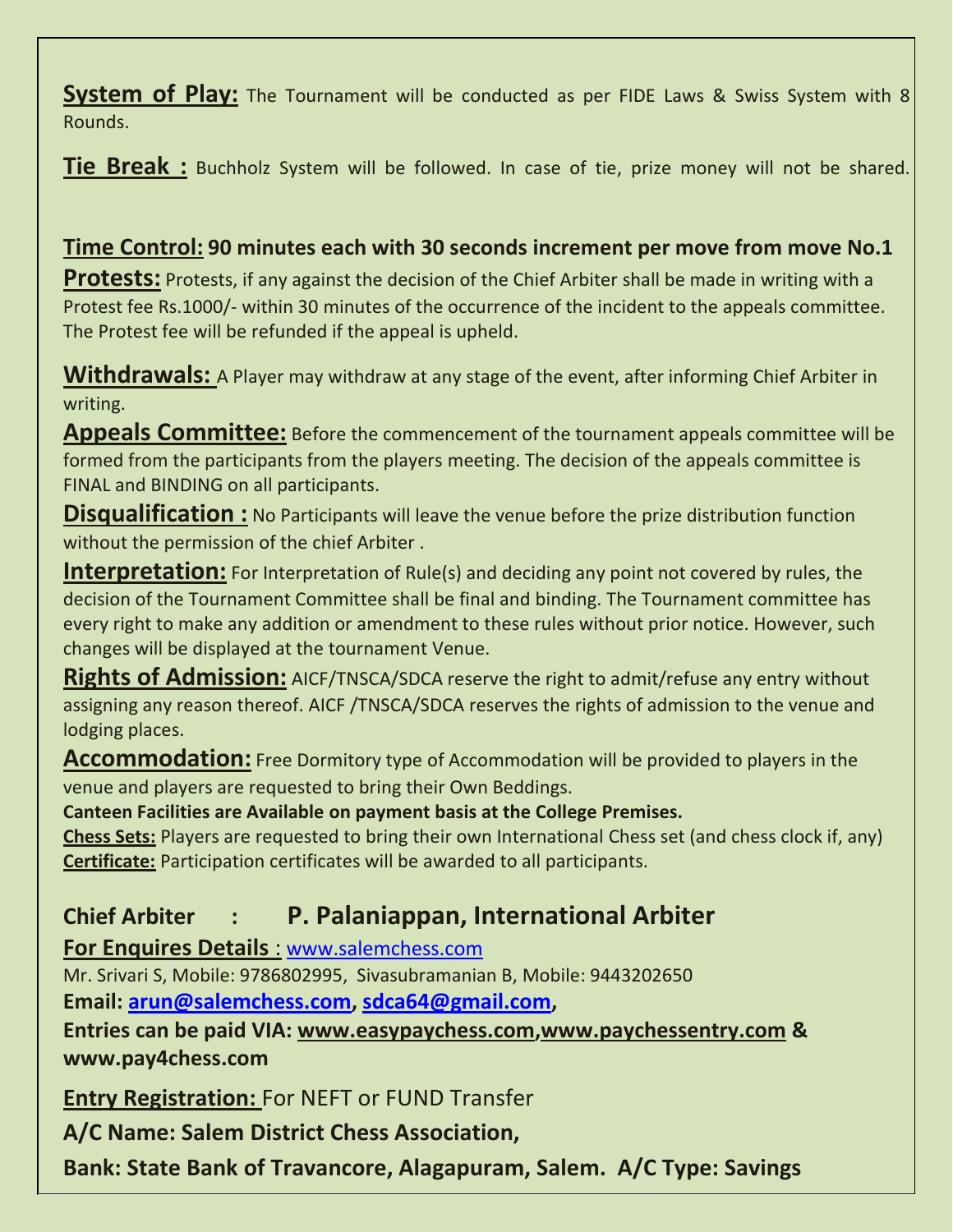**System of Play:** The Tournament will be conducted as per FIDE Laws & Swiss System with 8 Rounds.

**Tie Break :** Buchholz System will be followed. In case of tie, prize money will not be shared.

**Time Control: 90 minutes each with 30 seconds increment per move from move No.1**

**Protests:** Protests, if any against the decision of the Chief Arbiter shall be made in writing with a Protest fee Rs.1000/- within 30 minutes of the occurrence of the incident to the appeals committee. The Protest fee will be refunded if the appeal is upheld.

**Withdrawals:** A Player may withdraw at any stage of the event, after informing Chief Arbiter in writing.

**Appeals Committee:** Before the commencement of the tournament appeals committee will be formed from the participants from the players meeting. The decision of the appeals committee is FINAL and BINDING on all participants.

**Disqualification :** No Participants will leave the venue before the prize distribution function without the permission of the chief Arbiter .

**Interpretation:** For Interpretation of Rule(s) and deciding any point not covered by rules, the decision of the Tournament Committee shall be final and binding. The Tournament committee has every right to make any addition or amendment to these rules without prior notice. However, such changes will be displayed at the tournament Venue.

**Rights of Admission:** AICF/TNSCA/SDCA reserve the right to admit/refuse any entry without assigning any reason thereof. AICF /TNSCA/SDCA reserves the rights of admission to the venue and lodging places.

**Accommodation:** Free Dormitory type of Accommodation will be provided to players in the venue and players are requested to bring their Own Beddings.

**Canteen Facilities are Available on payment basis at the College Premises.**

**Chess Sets:** Players are requested to bring their own International Chess set (and chess clock if, any)

**Certificate:** Participation certificates will be awarded to all participants.

**Chief Arbiter : P. Palaniappan, International Arbiter**

**For Enquires Details** : www.salemchess.com

Mr. Srivari S, Mobile: 9786802995, Sivasubramanian B, Mobile: 9443202650

**Email: arun@salemchess.com, sdca64@gmail.com,**

**Entries can be paid VIA: www.easypaychess.com,www.paychessentry.com & www.pay4chess.com**

**Entry Registration:** For NEFT or FUND Transfer

**A/C Name: Salem District Chess Association,**

**Bank: State Bank of Travancore, Alagapuram, Salem. A/C Type: Savings**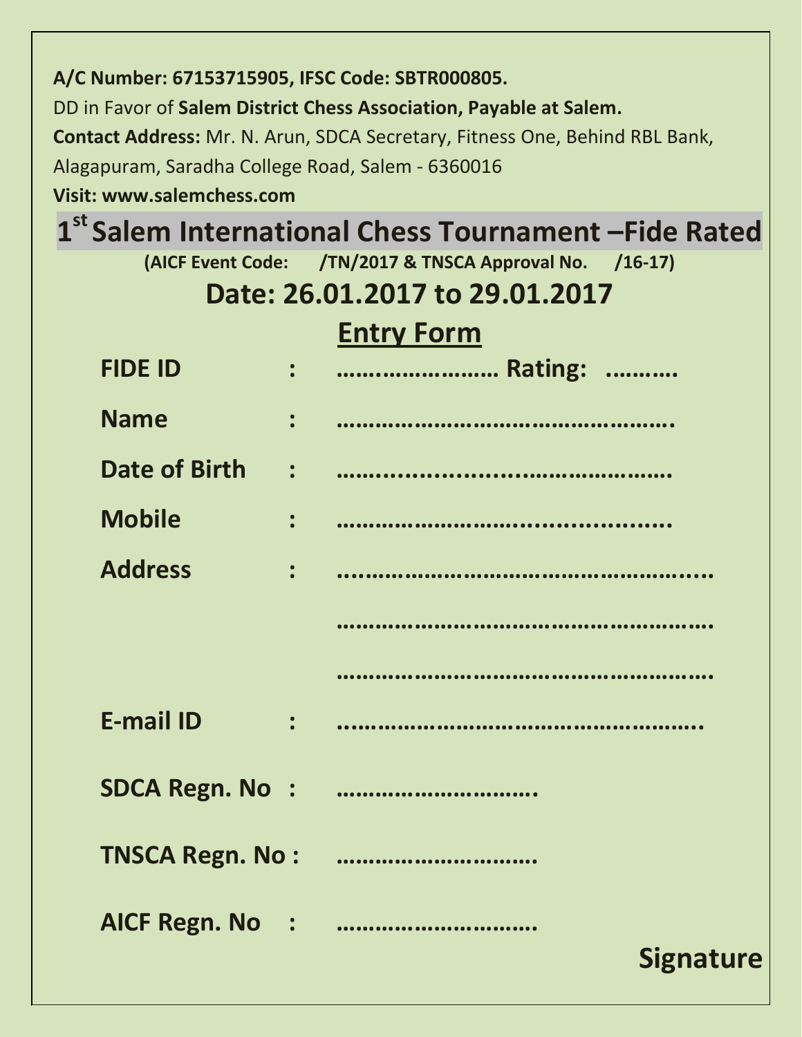**A/C Number: 67153715905, IFSC Code: SBTR000805.**

DD in Favor of **Salem District Chess Association, Payable at Salem.**

**Contact Address:** Mr. N. Arun, SDCA Secretary, Fitness One, Behind RBL Bank, Alagapuram, Saradha College Road, Salem - 6360016

**Visit: www.salemchess.com**

# 1st Salem International Chess Tournament –Fide Rated

**(AICF Event Code: /TN/2017 & TNSCA Approval No. /16-17)**

## Date: 26.01.2017 to 29.01.2017

## Entry Form

**FIDE ID** : ………………….. **Rating:** ……….

**Name** : …………………………………………..

**Date of Birth** : ……..........................................

**Mobile** : …………………...........................

**Address** : ………………………………………….....

…………………………………………………….

…………………………………………………….

**E-mail ID** : ………………………………………………..

**SDCA Regn. No** : ……………………….

**TNSCA Regn. No** : ……………………….

**AICF Regn. No** : ……………………….

**Signature**